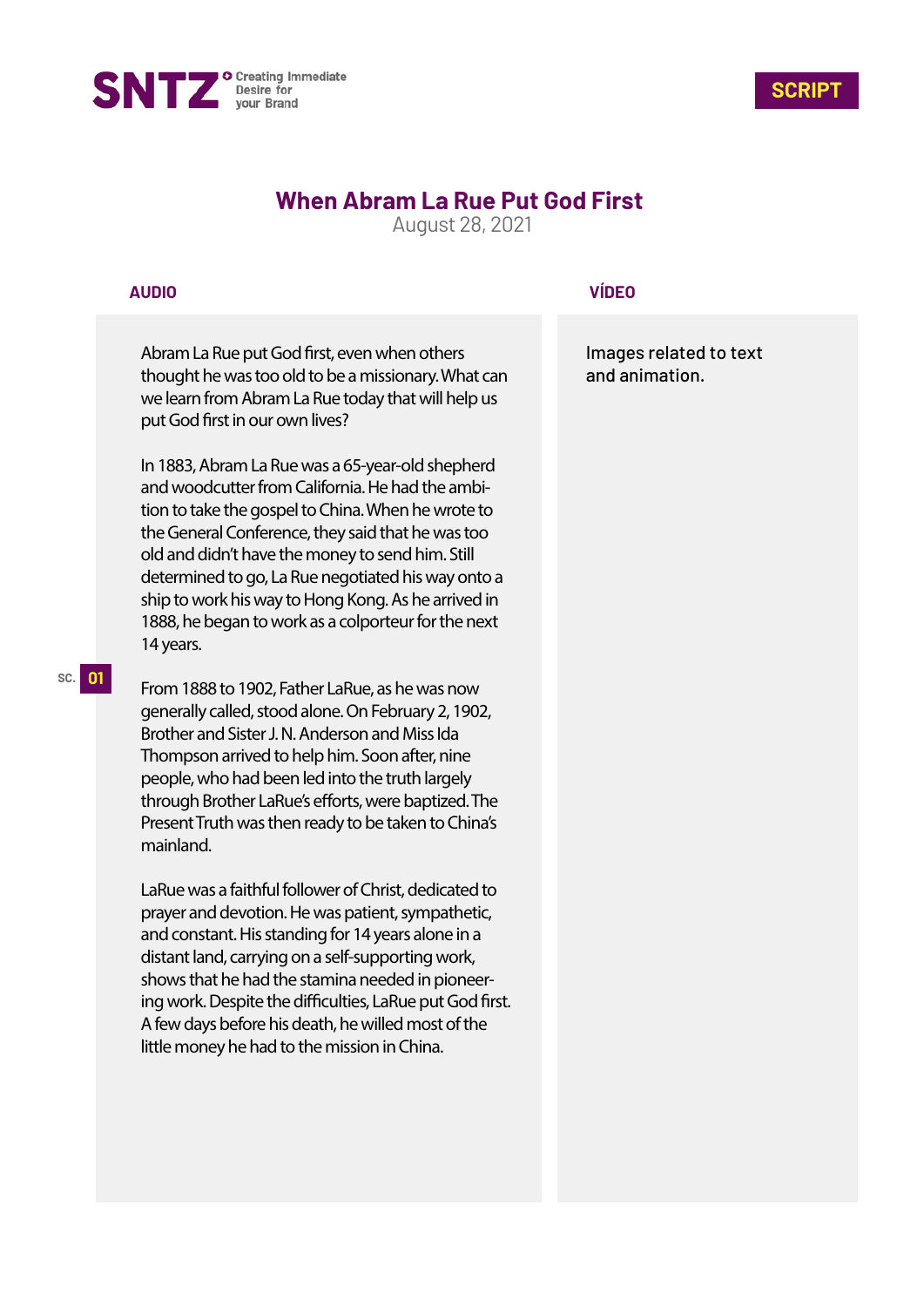SNTZ Creating Immediate Desire for your Brand

**SCRIPT**

# When Abram La Rue Put God First

August 28, 2021

| AUDIO | VÍDEO |
| --- | --- |
| Abram La Rue put God first, even when others thought he was too old to be a missionary. What can we learn from Abram La Rue today that will help us put God first in our own lives? | Images related to text and animation. |
| In 1883, Abram La Rue was a 65-year-old shepherd and woodcutter from California. He had the ambition to take the gospel to China. When he wrote to the General Conference, they said that he was too old and didn't have the money to send him. Still determined to go, La Rue negotiated his way onto a ship to work his way to Hong Kong. As he arrived in 1888, he began to work as a colporteur for the next 14 years. | |
| **SC. 01** From 1888 to 1902, Father LaRue, as he was now generally called, stood alone. On February 2, 1902, Brother and Sister J. N. Anderson and Miss Ida Thompson arrived to help him. Soon after, nine people, who had been led into the truth largely through Brother LaRue's efforts, were baptized. The Present Truth was then ready to be taken to China's mainland. | |
| LaRue was a faithful follower of Christ, dedicated to prayer and devotion. He was patient, sympathetic, and constant. His standing for 14 years alone in a distant land, carrying on a self-supporting work, shows that he had the stamina needed in pioneering work. Despite the difficulties, LaRue put God first. A few days before his death, he willed most of the little money he had to the mission in China. | |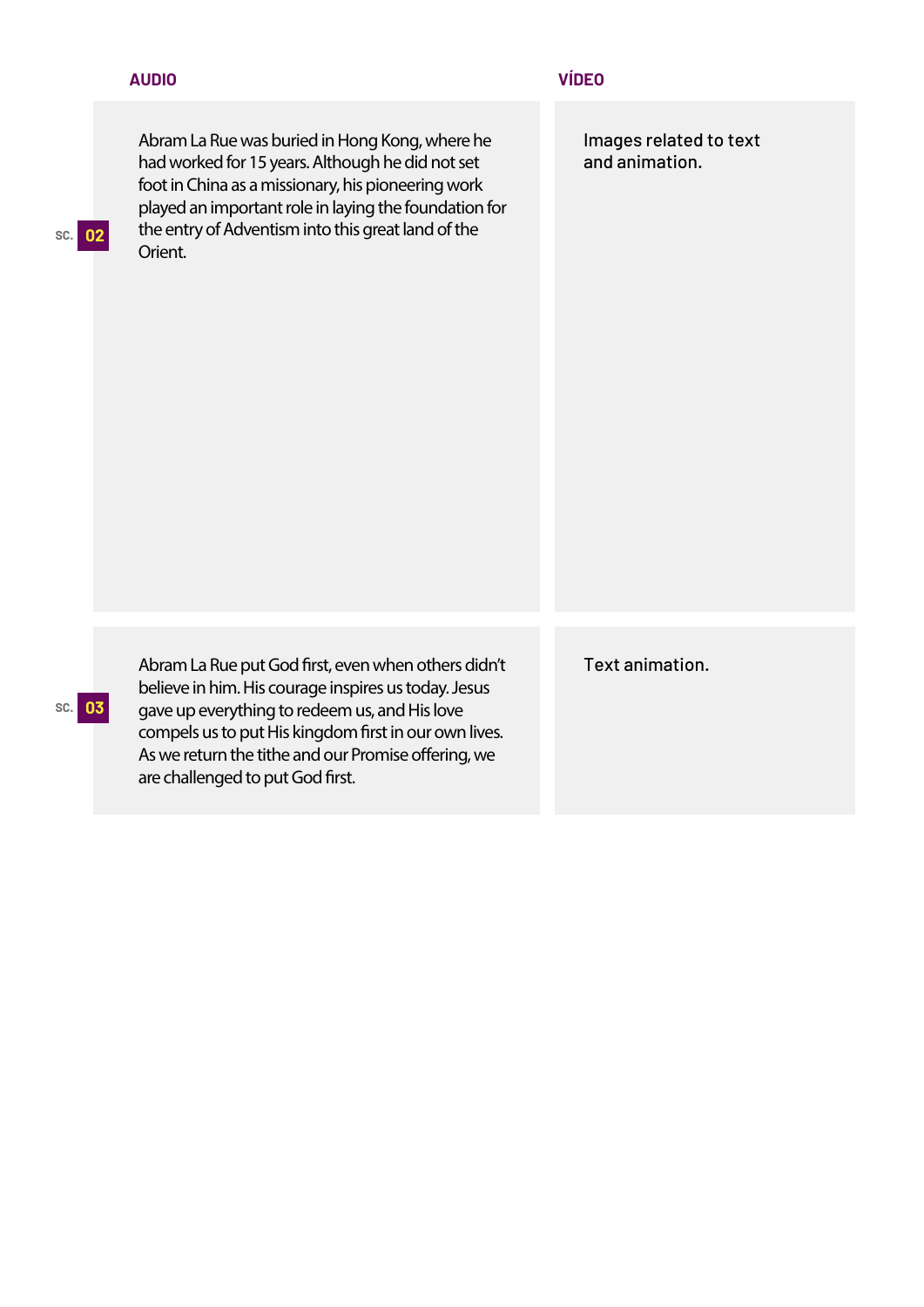| | AUDIO | VÍDEO |
|---|---|---|
| SC. 02 | Abram La Rue was buried in Hong Kong, where he had worked for 15 years. Although he did not set foot in China as a missionary, his pioneering work played an important role in laying the foundation for the entry of Adventism into this great land of the Orient. | Images related to text and animation. |
| SC. 03 | Abram La Rue put God first, even when others didn't believe in him. His courage inspires us today. Jesus gave up everything to redeem us, and His love compels us to put His kingdom first in our own lives. As we return the tithe and our Promise offering, we are challenged to put God first. | Text animation. |